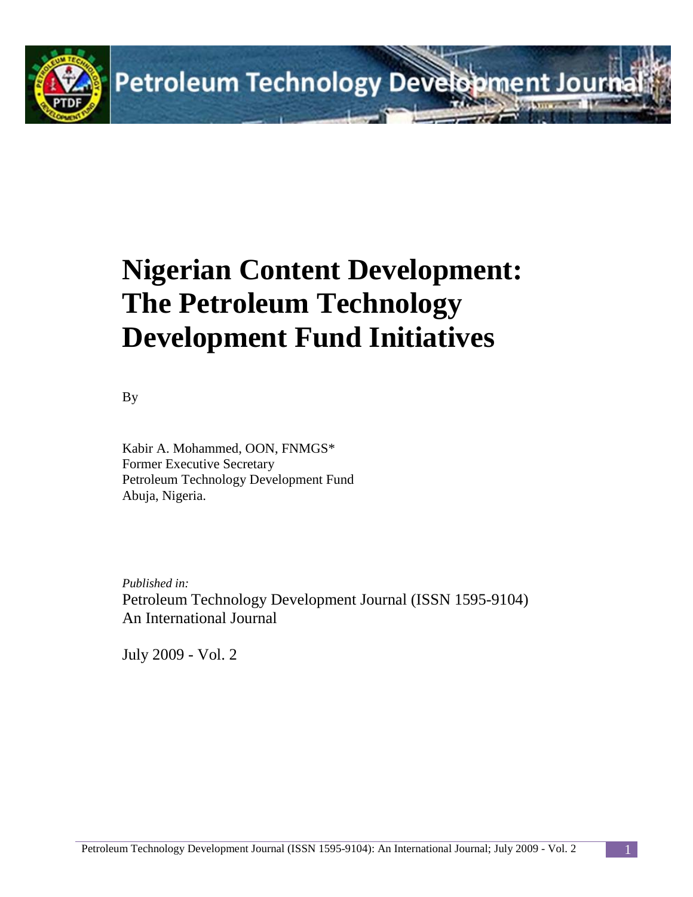# Nigerian Content Development: The Petroleum Technology Development Fund Initiatives

By

Kabir A. Mohammed, OON, FNMGS*
Former Executive Secretary
Petroleum Technology Development Fund
Abuja, Nigeria.

*Published in:*
Petroleum Technology Development Journal (ISSN 1595-9104)
An International Journal

July 2009 - Vol. 2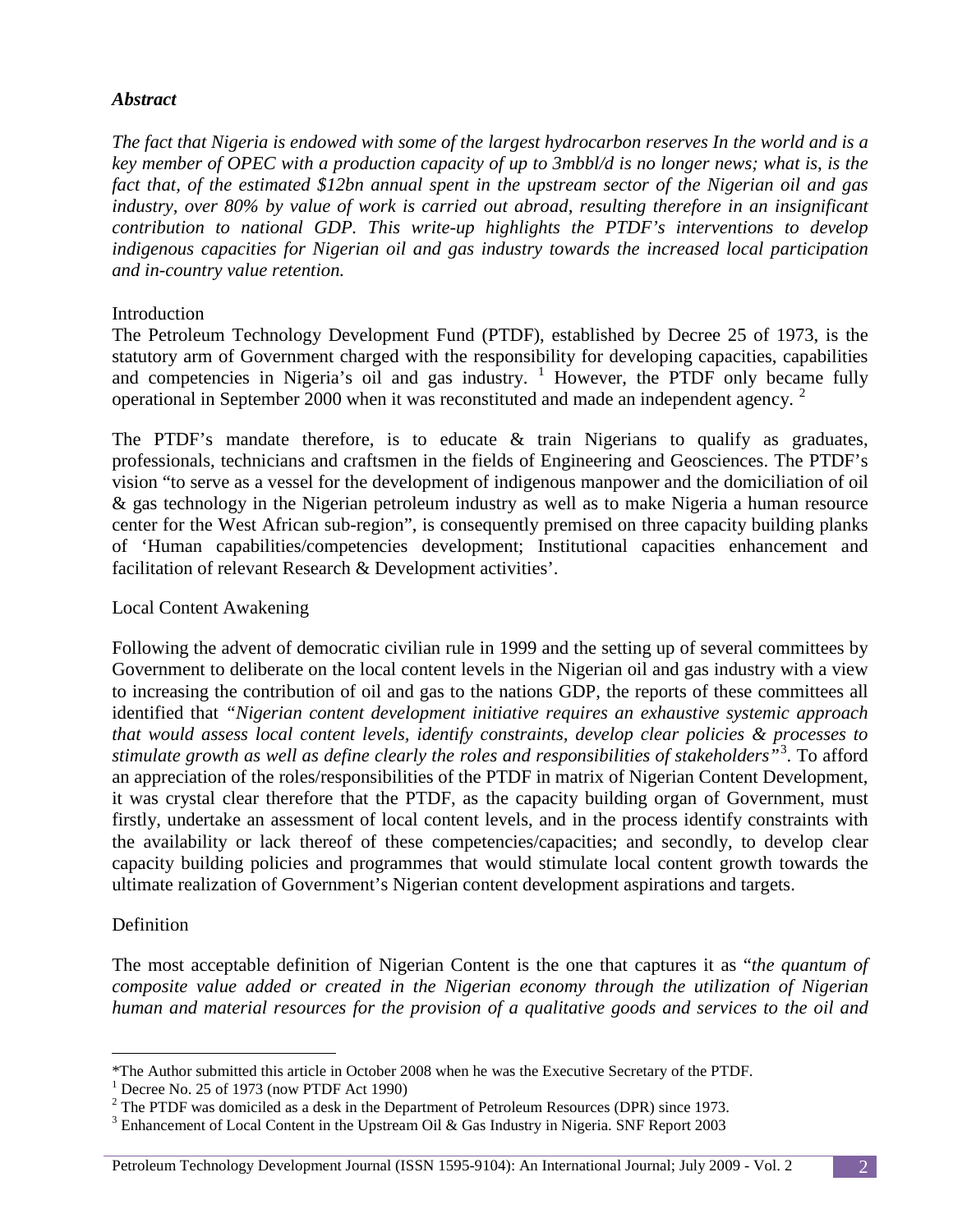### *Abstract*

*The fact that Nigeria is endowed with some of the largest hydrocarbon reserves In the world and is a key member of OPEC with a production capacity of up to 3mbbl/d is no longer news; what is, is the fact that, of the estimated $12bn annual spent in the upstream sector of the Nigerian oil and gas industry, over 80% by value of work is carried out abroad, resulting therefore in an insignificant contribution to national GDP. This write-up highlights the PTDF's interventions to develop indigenous capacities for Nigerian oil and gas industry towards the increased local participation and in-country value retention.*

## Introduction

The Petroleum Technology Development Fund (PTDF), established by Decree 25 of 1973, is the statutory arm of Government charged with the responsibility for developing capacities, capabilities and competencies in Nigeria's oil and gas industry. [1] However, the PTDF only became fully operational in September 2000 when it was reconstituted and made an independent agency. [2]

The PTDF's mandate therefore, is to educate & train Nigerians to qualify as graduates, professionals, technicians and craftsmen in the fields of Engineering and Geosciences. The PTDF's vision "to serve as a vessel for the development of indigenous manpower and the domiciliation of oil & gas technology in the Nigerian petroleum industry as well as to make Nigeria a human resource center for the West African sub-region", is consequently premised on three capacity building planks of 'Human capabilities/competencies development; Institutional capacities enhancement and facilitation of relevant Research & Development activities'.

## Local Content Awakening

Following the advent of democratic civilian rule in 1999 and the setting up of several committees by Government to deliberate on the local content levels in the Nigerian oil and gas industry with a view to increasing the contribution of oil and gas to the nations GDP, the reports of these committees all identified that *"Nigerian content development initiative requires an exhaustive systemic approach that would assess local content levels, identify constraints, develop clear policies & processes to stimulate growth as well as define clearly the roles and responsibilities of stakeholders"*[3]. To afford an appreciation of the roles/responsibilities of the PTDF in matrix of Nigerian Content Development, it was crystal clear therefore that the PTDF, as the capacity building organ of Government, must firstly, undertake an assessment of local content levels, and in the process identify constraints with the availability or lack thereof of these competencies/capacities; and secondly, to develop clear capacity building policies and programmes that would stimulate local content growth towards the ultimate realization of Government's Nigerian content development aspirations and targets.

## Definition

The most acceptable definition of Nigerian Content is the one that captures it as "*the quantum of composite value added or created in the Nigerian economy through the utilization of Nigerian human and material resources for the provision of a qualitative goods and services to the oil and*

---

*The Author submitted this article in October 2008 when he was the Executive Secretary of the PTDF.

[1] Decree No. 25 of 1973 (now PTDF Act 1990)

[2] The PTDF was domiciled as a desk in the Department of Petroleum Resources (DPR) since 1973.

[3] Enhancement of Local Content in the Upstream Oil & Gas Industry in Nigeria. SNF Report 2003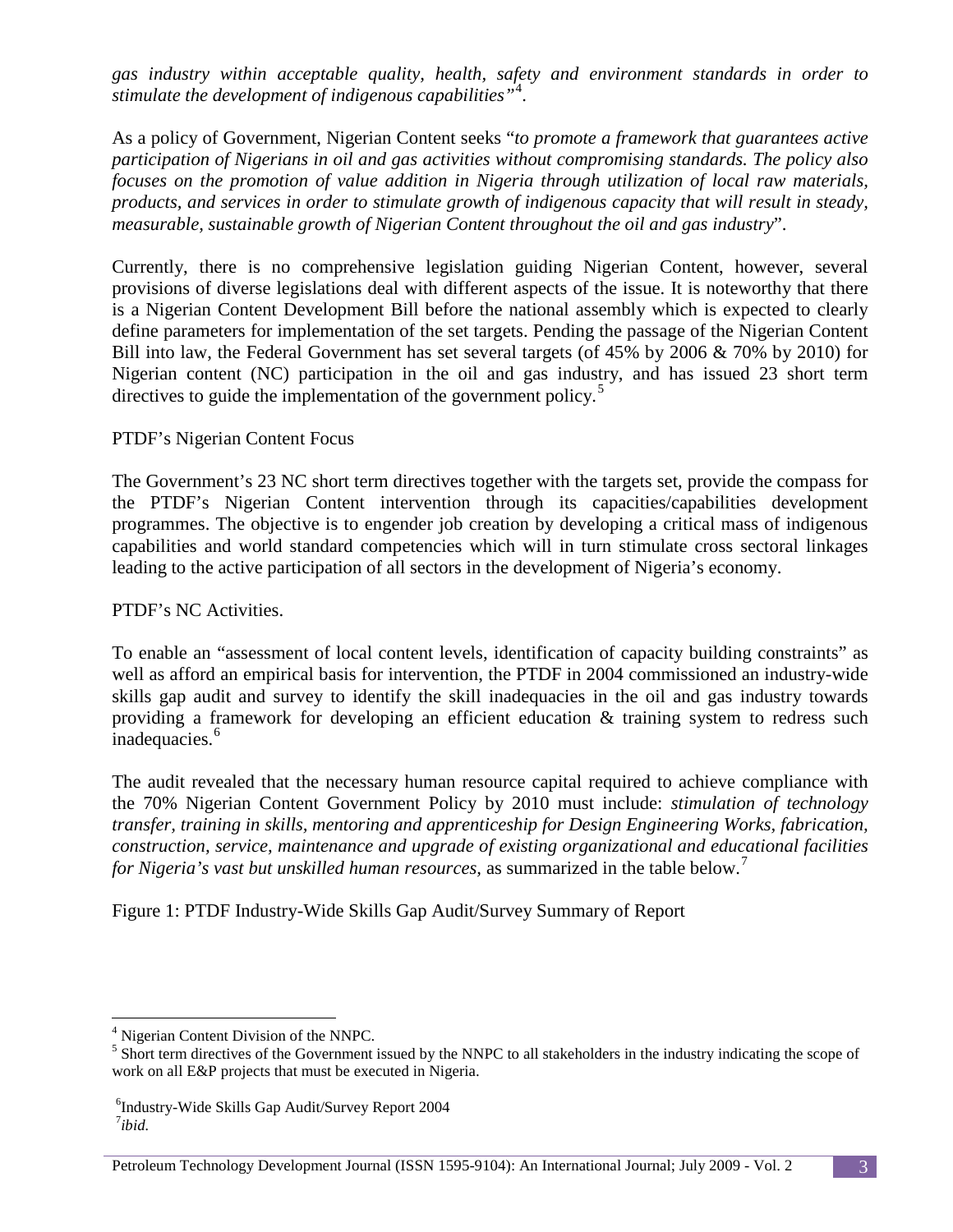*gas industry within acceptable quality, health, safety and environment standards in order to stimulate the development of indigenous capabilities"*[4].

As a policy of Government, Nigerian Content seeks "*to promote a framework that guarantees active participation of Nigerians in oil and gas activities without compromising standards. The policy also focuses on the promotion of value addition in Nigeria through utilization of local raw materials, products, and services in order to stimulate growth of indigenous capacity that will result in steady, measurable, sustainable growth of Nigerian Content throughout the oil and gas industry*".

Currently, there is no comprehensive legislation guiding Nigerian Content, however, several provisions of diverse legislations deal with different aspects of the issue. It is noteworthy that there is a Nigerian Content Development Bill before the national assembly which is expected to clearly define parameters for implementation of the set targets. Pending the passage of the Nigerian Content Bill into law, the Federal Government has set several targets (of 45% by 2006 & 70% by 2010) for Nigerian content (NC) participation in the oil and gas industry, and has issued 23 short term directives to guide the implementation of the government policy.[5]

PTDF's Nigerian Content Focus

The Government's 23 NC short term directives together with the targets set, provide the compass for the PTDF's Nigerian Content intervention through its capacities/capabilities development programmes. The objective is to engender job creation by developing a critical mass of indigenous capabilities and world standard competencies which will in turn stimulate cross sectoral linkages leading to the active participation of all sectors in the development of Nigeria's economy.

PTDF's NC Activities.

To enable an "assessment of local content levels, identification of capacity building constraints" as well as afford an empirical basis for intervention, the PTDF in 2004 commissioned an industry-wide skills gap audit and survey to identify the skill inadequacies in the oil and gas industry towards providing a framework for developing an efficient education & training system to redress such inadequacies.[6]

The audit revealed that the necessary human resource capital required to achieve compliance with the 70% Nigerian Content Government Policy by 2010 must include: *stimulation of technology transfer, training in skills, mentoring and apprenticeship for Design Engineering Works, fabrication, construction, service, maintenance and upgrade of existing organizational and educational facilities for Nigeria's vast but unskilled human resources,* as summarized in the table below.[7]

Figure 1: PTDF Industry-Wide Skills Gap Audit/Survey Summary of Report

---

[4] Nigerian Content Division of the NNPC.

[5] Short term directives of the Government issued by the NNPC to all stakeholders in the industry indicating the scope of work on all E&P projects that must be executed in Nigeria.

[6] Industry-Wide Skills Gap Audit/Survey Report 2004

[7] *ibid.*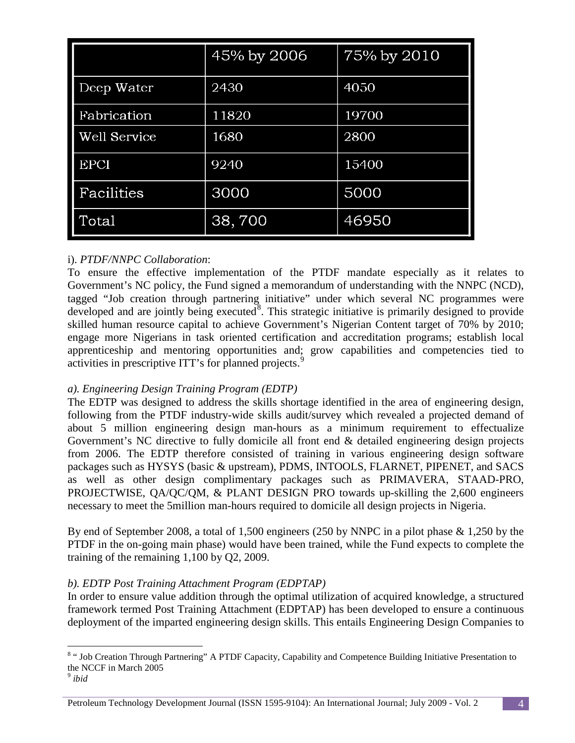| | 45% by 2006 | 75% by 2010 |
|---|---|---|
| Deep Water | 2430 | 4050 |
| Fabrication | 11820 | 19700 |
| Well Service | 1680 | 2800 |
| EPCI | 9240 | 15400 |
| Facilities | 3000 | 5000 |
| Total | 38, 700 | 46950 |

i). *PTDF/NNPC Collaboration*:

To ensure the effective implementation of the PTDF mandate especially as it relates to Government's NC policy, the Fund signed a memorandum of understanding with the NNPC (NCD), tagged "Job creation through partnering initiative" under which several NC programmes were developed and are jointly being executed[8]. This strategic initiative is primarily designed to provide skilled human resource capital to achieve Government's Nigerian Content target of 70% by 2010; engage more Nigerians in task oriented certification and accreditation programs; establish local apprenticeship and mentoring opportunities and; grow capabilities and competencies tied to activities in prescriptive ITT's for planned projects.[9]

*a). Engineering Design Training Program (EDTP)*

The EDTP was designed to address the skills shortage identified in the area of engineering design, following from the PTDF industry-wide skills audit/survey which revealed a projected demand of about 5 million engineering design man-hours as a minimum requirement to effectualize Government's NC directive to fully domicile all front end & detailed engineering design projects from 2006. The EDTP therefore consisted of training in various engineering design software packages such as HYSYS (basic & upstream), PDMS, INTOOLS, FLARNET, PIPENET, and SACS as well as other design complimentary packages such as PRIMAVERA, STAAD-PRO, PROJECTWISE, QA/QC/QM, & PLANT DESIGN PRO towards up-skilling the 2,600 engineers necessary to meet the 5million man-hours required to domicile all design projects in Nigeria.

By end of September 2008, a total of 1,500 engineers (250 by NNPC in a pilot phase & 1,250 by the PTDF in the on-going main phase) would have been trained, while the Fund expects to complete the training of the remaining 1,100 by Q2, 2009.

*b). EDTP Post Training Attachment Program (EDPTAP)*

In order to ensure value addition through the optimal utilization of acquired knowledge, a structured framework termed Post Training Attachment (EDPTAP) has been developed to ensure a continuous deployment of the imparted engineering design skills. This entails Engineering Design Companies to

---

[8] " Job Creation Through Partnering" A PTDF Capacity, Capability and Competence Building Initiative Presentation to the NCCF in March 2005

[9] *ibid*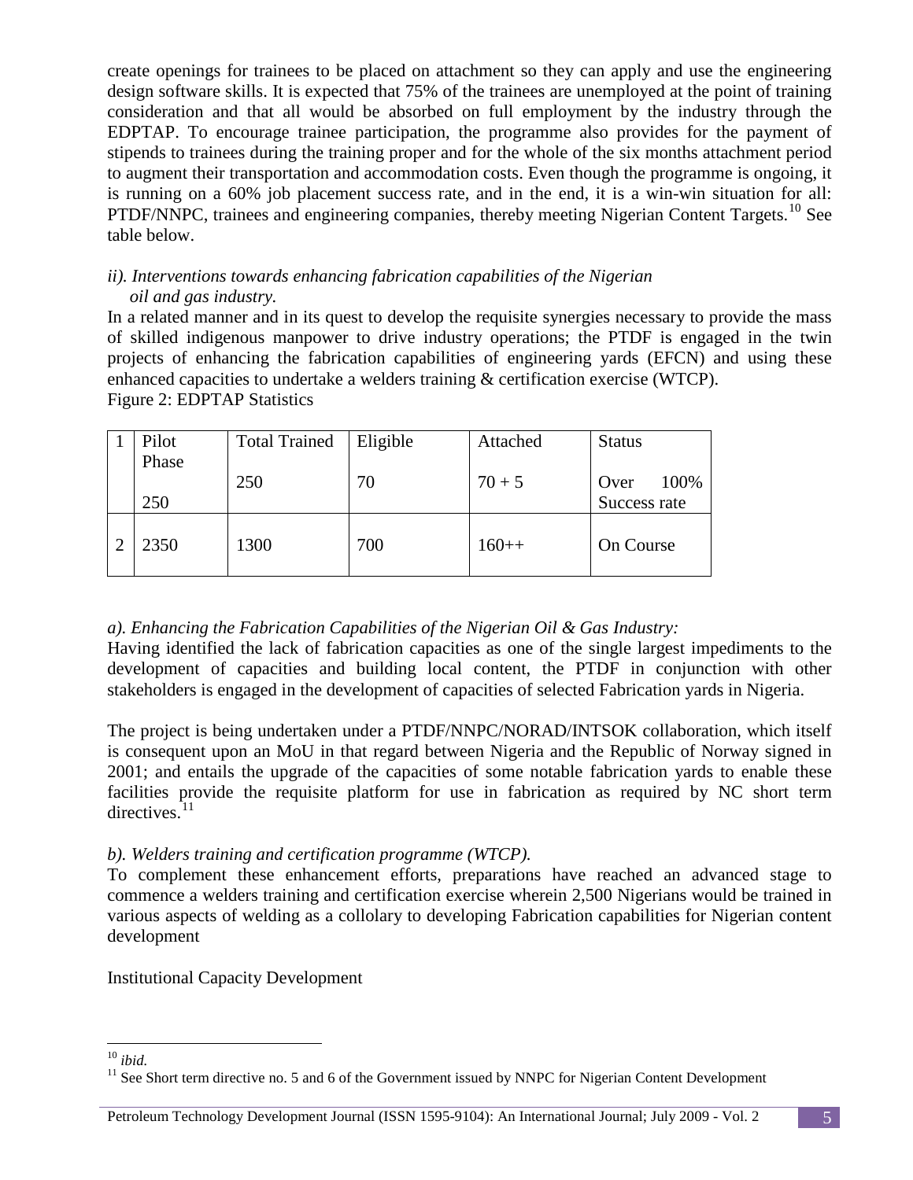create openings for trainees to be placed on attachment so they can apply and use the engineering design software skills. It is expected that 75% of the trainees are unemployed at the point of training consideration and that all would be absorbed on full employment by the industry through the EDPTAP. To encourage trainee participation, the programme also provides for the payment of stipends to trainees during the training proper and for the whole of the six months attachment period to augment their transportation and accommodation costs. Even though the programme is ongoing, it is running on a 60% job placement success rate, and in the end, it is a win-win situation for all: PTDF/NNPC, trainees and engineering companies, thereby meeting Nigerian Content Targets.[10] See table below.

*ii). Interventions towards enhancing fabrication capabilities of the Nigerian oil and gas industry.*

In a related manner and in its quest to develop the requisite synergies necessary to provide the mass of skilled indigenous manpower to drive industry operations; the PTDF is engaged in the twin projects of enhancing the fabrication capabilities of engineering yards (EFCN) and using these enhanced capacities to undertake a welders training & certification exercise (WTCP).

Figure 2: EDPTAP Statistics

| 1 | Pilot Phase 250 | Total Trained 250 | Eligible 70 | Attached 70 + 5 | Status Over 100% Success rate |
|---|---|---|---|---|---|
| 2 | 2350 | 1300 | 700 | 160++ | On Course |

*a). Enhancing the Fabrication Capabilities of the Nigerian Oil & Gas Industry:*

Having identified the lack of fabrication capacities as one of the single largest impediments to the development of capacities and building local content, the PTDF in conjunction with other stakeholders is engaged in the development of capacities of selected Fabrication yards in Nigeria.

The project is being undertaken under a PTDF/NNPC/NORAD/INTSOK collaboration, which itself is consequent upon an MoU in that regard between Nigeria and the Republic of Norway signed in 2001; and entails the upgrade of the capacities of some notable fabrication yards to enable these facilities provide the requisite platform for use in fabrication as required by NC short term directives.[11]

*b). Welders training and certification programme (WTCP).*

To complement these enhancement efforts, preparations have reached an advanced stage to commence a welders training and certification exercise wherein 2,500 Nigerians would be trained in various aspects of welding as a collolary to developing Fabrication capabilities for Nigerian content development

Institutional Capacity Development

---

[10] *ibid.*

[11] See Short term directive no. 5 and 6 of the Government issued by NNPC for Nigerian Content Development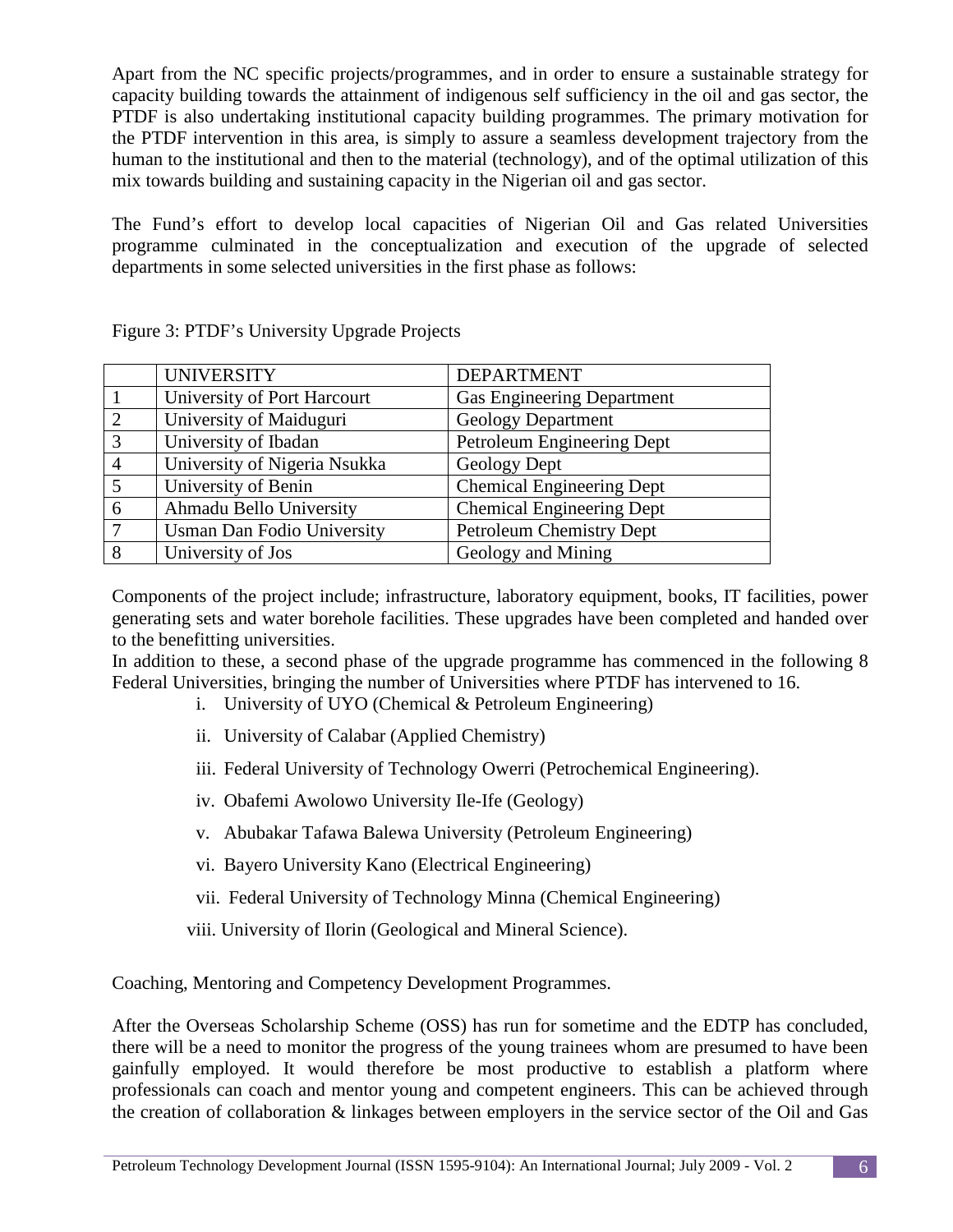Apart from the NC specific projects/programmes, and in order to ensure a sustainable strategy for capacity building towards the attainment of indigenous self sufficiency in the oil and gas sector, the PTDF is also undertaking institutional capacity building programmes. The primary motivation for the PTDF intervention in this area, is simply to assure a seamless development trajectory from the human to the institutional and then to the material (technology), and of the optimal utilization of this mix towards building and sustaining capacity in the Nigerian oil and gas sector.

The Fund's effort to develop local capacities of Nigerian Oil and Gas related Universities programme culminated in the conceptualization and execution of the upgrade of selected departments in some selected universities in the first phase as follows:

Figure 3: PTDF's University Upgrade Projects

| | UNIVERSITY | DEPARTMENT |
|---|---|---|
| 1 | University of Port Harcourt | Gas Engineering Department |
| 2 | University of Maiduguri | Geology Department |
| 3 | University of Ibadan | Petroleum Engineering Dept |
| 4 | University of Nigeria Nsukka | Geology Dept |
| 5 | University of Benin | Chemical Engineering Dept |
| 6 | Ahmadu Bello University | Chemical Engineering Dept |
| 7 | Usman Dan Fodio University | Petroleum Chemistry Dept |
| 8 | University of Jos | Geology and Mining |

Components of the project include; infrastructure, laboratory equipment, books, IT facilities, power generating sets and water borehole facilities. These upgrades have been completed and handed over to the benefitting universities.

In addition to these, a second phase of the upgrade programme has commenced in the following 8 Federal Universities, bringing the number of Universities where PTDF has intervened to 16.

i. University of UYO (Chemical & Petroleum Engineering)

ii. University of Calabar (Applied Chemistry)

iii. Federal University of Technology Owerri (Petrochemical Engineering).

iv. Obafemi Awolowo University Ile-Ife (Geology)

v. Abubakar Tafawa Balewa University (Petroleum Engineering)

vi. Bayero University Kano (Electrical Engineering)

vii. Federal University of Technology Minna (Chemical Engineering)

viii. University of Ilorin (Geological and Mineral Science).

Coaching, Mentoring and Competency Development Programmes.

After the Overseas Scholarship Scheme (OSS) has run for sometime and the EDTP has concluded, there will be a need to monitor the progress of the young trainees whom are presumed to have been gainfully employed. It would therefore be most productive to establish a platform where professionals can coach and mentor young and competent engineers. This can be achieved through the creation of collaboration & linkages between employers in the service sector of the Oil and Gas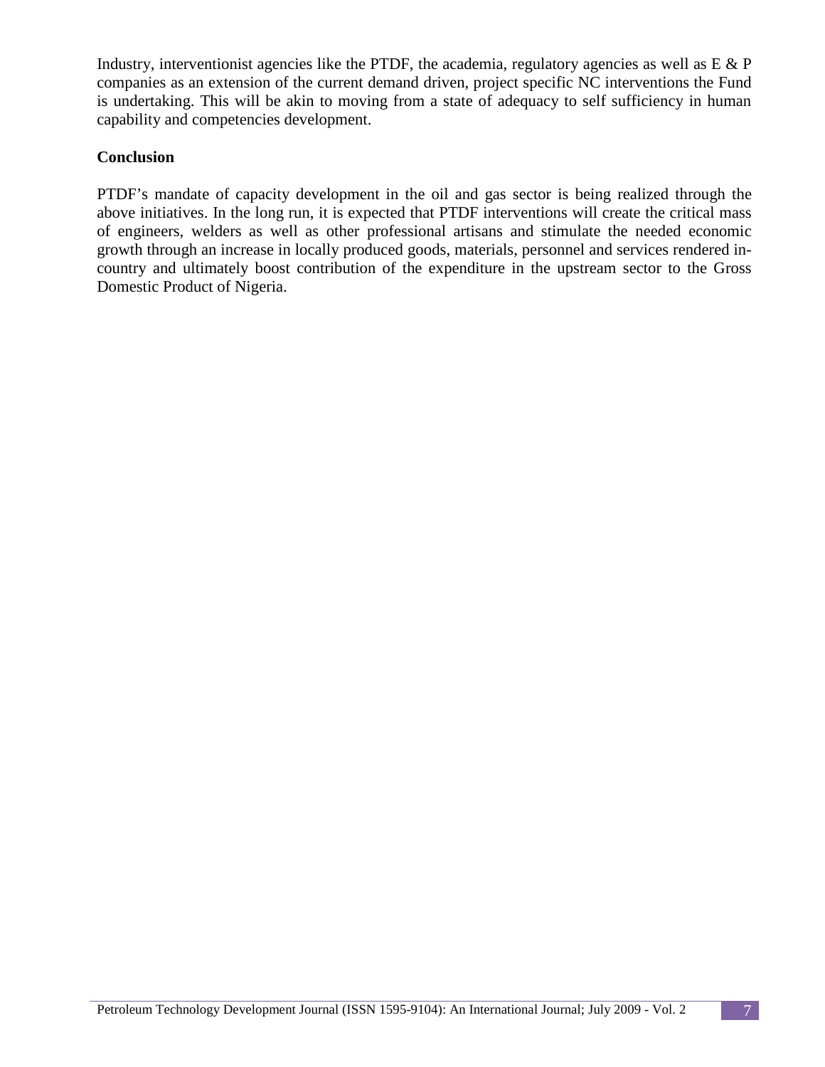Industry, interventionist agencies like the PTDF, the academia, regulatory agencies as well as E & P companies as an extension of the current demand driven, project specific NC interventions the Fund is undertaking. This will be akin to moving from a state of adequacy to self sufficiency in human capability and competencies development.

**Conclusion**

PTDF's mandate of capacity development in the oil and gas sector is being realized through the above initiatives. In the long run, it is expected that PTDF interventions will create the critical mass of engineers, welders as well as other professional artisans and stimulate the needed economic growth through an increase in locally produced goods, materials, personnel and services rendered in-country and ultimately boost contribution of the expenditure in the upstream sector to the Gross Domestic Product of Nigeria.